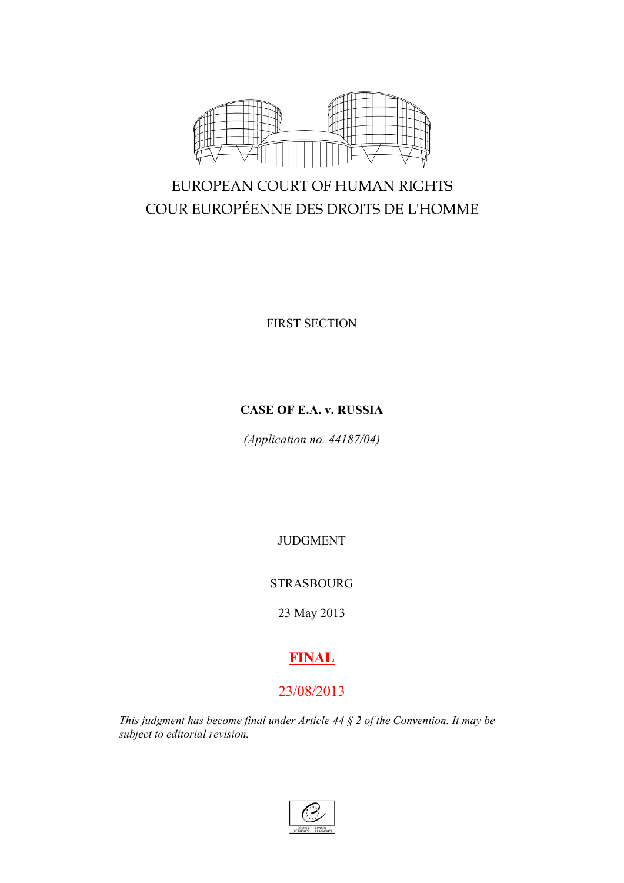EUROPEAN COURT OF HUMAN RIGHTS

COUR EUROPÉENNE DES DROITS DE L'HOMME

FIRST SECTION

**CASE OF E.A. v. RUSSIA**

*(Application no. 44187/04)*

JUDGMENT

STRASBOURG

23 May 2013

**FINAL**

23/08/2013

*This judgment has become final under Article 44 § 2 of the Convention. It may be subject to editorial revision.*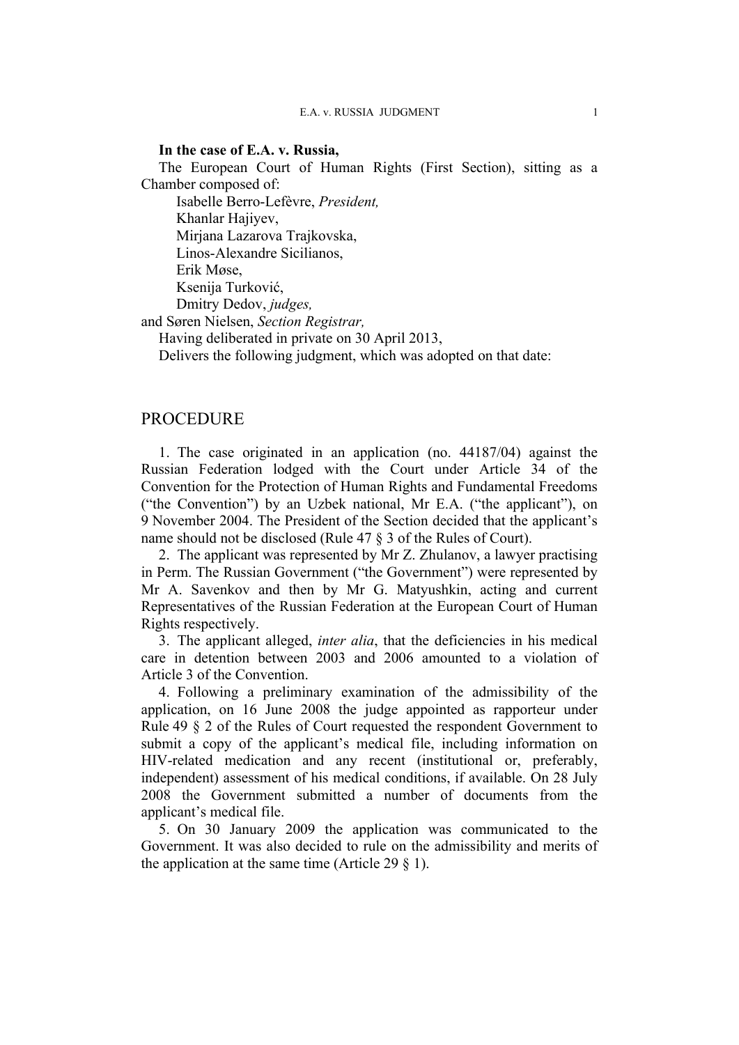**In the case of E.A. v. Russia,**

The European Court of Human Rights (First Section), sitting as a Chamber composed of:

Isabelle Berro-Lefèvre, *President,*
Khanlar Hajiyev,
Mirjana Lazarova Trajkovska,
Linos-Alexandre Sicilianos,
Erik Møse,
Ksenija Turković,
Dmitry Dedov, *judges,*

and Søren Nielsen, *Section Registrar,*

Having deliberated in private on 30 April 2013,

Delivers the following judgment, which was adopted on that date:

## PROCEDURE

1. The case originated in an application (no. 44187/04) against the Russian Federation lodged with the Court under Article 34 of the Convention for the Protection of Human Rights and Fundamental Freedoms ("the Convention") by an Uzbek national, Mr E.A. ("the applicant"), on 9 November 2004. The President of the Section decided that the applicant's name should not be disclosed (Rule 47 § 3 of the Rules of Court).

2. The applicant was represented by Mr Z. Zhulanov, a lawyer practising in Perm. The Russian Government ("the Government") were represented by Mr A. Savenkov and then by Mr G. Matyushkin, acting and current Representatives of the Russian Federation at the European Court of Human Rights respectively.

3. The applicant alleged, *inter alia*, that the deficiencies in his medical care in detention between 2003 and 2006 amounted to a violation of Article 3 of the Convention.

4. Following a preliminary examination of the admissibility of the application, on 16 June 2008 the judge appointed as rapporteur under Rule 49 § 2 of the Rules of Court requested the respondent Government to submit a copy of the applicant's medical file, including information on HIV-related medication and any recent (institutional or, preferably, independent) assessment of his medical conditions, if available. On 28 July 2008 the Government submitted a number of documents from the applicant's medical file.

5. On 30 January 2009 the application was communicated to the Government. It was also decided to rule on the admissibility and merits of the application at the same time (Article 29 § 1).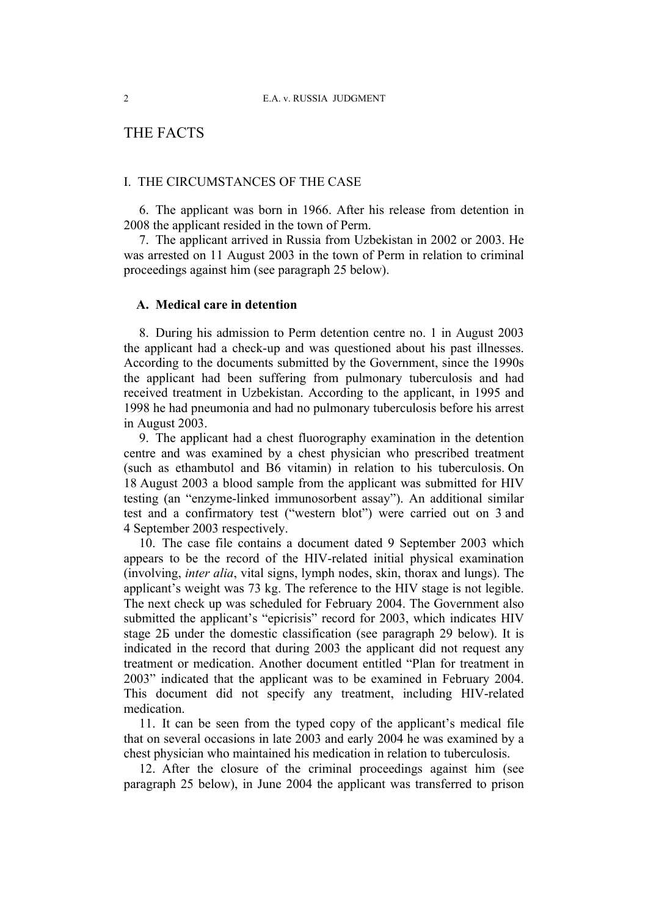# THE FACTS

## I. THE CIRCUMSTANCES OF THE CASE

6. The applicant was born in 1966. After his release from detention in 2008 the applicant resided in the town of Perm.

7. The applicant arrived in Russia from Uzbekistan in 2002 or 2003. He was arrested on 11 August 2003 in the town of Perm in relation to criminal proceedings against him (see paragraph 25 below).

### A. Medical care in detention

8. During his admission to Perm detention centre no. 1 in August 2003 the applicant had a check-up and was questioned about his past illnesses. According to the documents submitted by the Government, since the 1990s the applicant had been suffering from pulmonary tuberculosis and had received treatment in Uzbekistan. According to the applicant, in 1995 and 1998 he had pneumonia and had no pulmonary tuberculosis before his arrest in August 2003.

9. The applicant had a chest fluorography examination in the detention centre and was examined by a chest physician who prescribed treatment (such as ethambutol and B6 vitamin) in relation to his tuberculosis. On 18 August 2003 a blood sample from the applicant was submitted for HIV testing (an "enzyme-linked immunosorbent assay"). An additional similar test and a confirmatory test ("western blot") were carried out on 3 and 4 September 2003 respectively.

10. The case file contains a document dated 9 September 2003 which appears to be the record of the HIV-related initial physical examination (involving, *inter alia*, vital signs, lymph nodes, skin, thorax and lungs). The applicant's weight was 73 kg. The reference to the HIV stage is not legible. The next check up was scheduled for February 2004. The Government also submitted the applicant's "epicrisis" record for 2003, which indicates HIV stage 2Б under the domestic classification (see paragraph 29 below). It is indicated in the record that during 2003 the applicant did not request any treatment or medication. Another document entitled "Plan for treatment in 2003" indicated that the applicant was to be examined in February 2004. This document did not specify any treatment, including HIV-related medication.

11. It can be seen from the typed copy of the applicant's medical file that on several occasions in late 2003 and early 2004 he was examined by a chest physician who maintained his medication in relation to tuberculosis.

12. After the closure of the criminal proceedings against him (see paragraph 25 below), in June 2004 the applicant was transferred to prison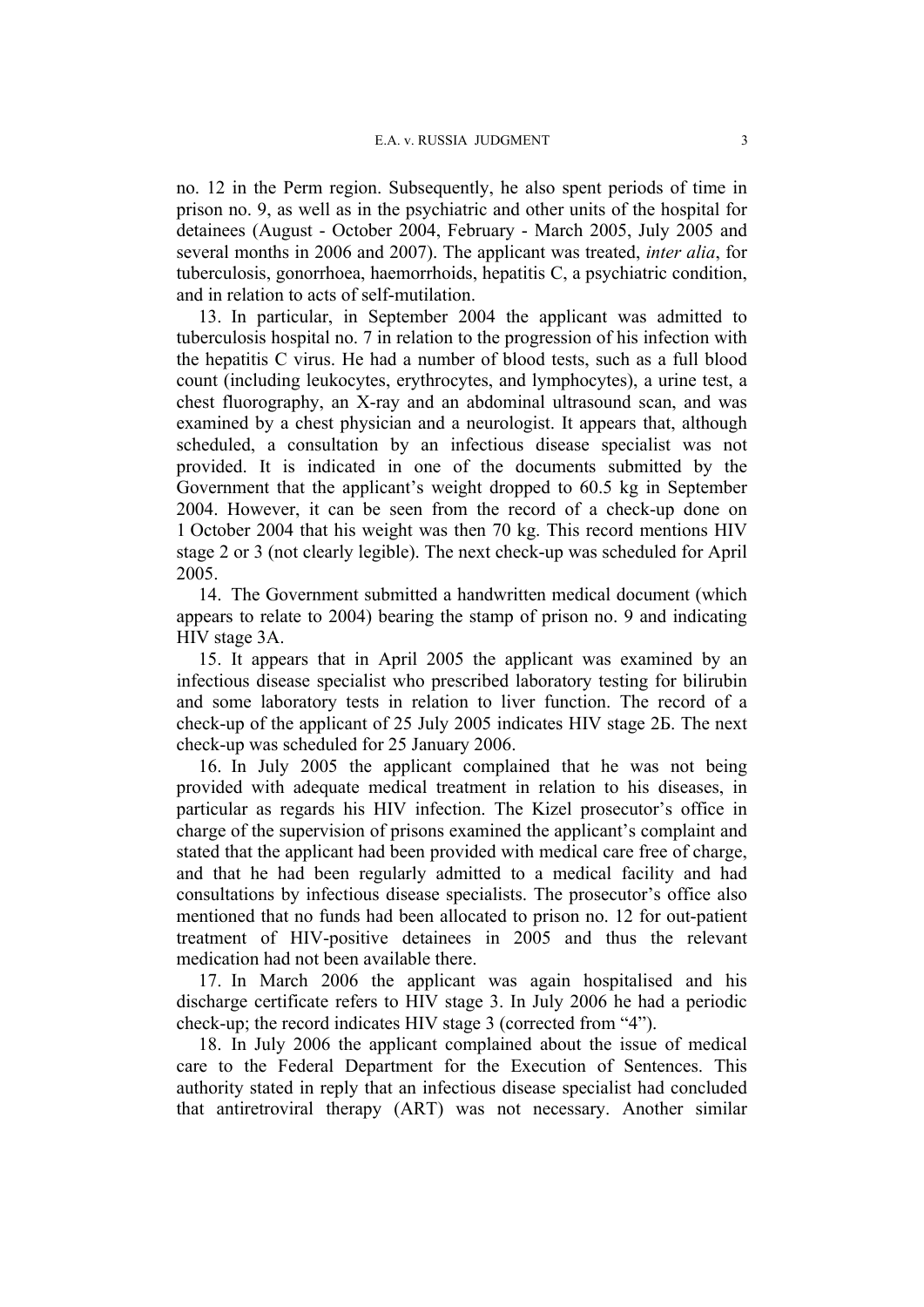no. 12 in the Perm region. Subsequently, he also spent periods of time in prison no. 9, as well as in the psychiatric and other units of the hospital for detainees (August - October 2004, February - March 2005, July 2005 and several months in 2006 and 2007). The applicant was treated, *inter alia*, for tuberculosis, gonorrhoea, haemorrhoids, hepatitis C, a psychiatric condition, and in relation to acts of self-mutilation.

13. In particular, in September 2004 the applicant was admitted to tuberculosis hospital no. 7 in relation to the progression of his infection with the hepatitis C virus. He had a number of blood tests, such as a full blood count (including leukocytes, erythrocytes, and lymphocytes), a urine test, a chest fluorography, an X-ray and an abdominal ultrasound scan, and was examined by a chest physician and a neurologist. It appears that, although scheduled, a consultation by an infectious disease specialist was not provided. It is indicated in one of the documents submitted by the Government that the applicant's weight dropped to 60.5 kg in September 2004. However, it can be seen from the record of a check-up done on 1 October 2004 that his weight was then 70 kg. This record mentions HIV stage 2 or 3 (not clearly legible). The next check-up was scheduled for April 2005.

14. The Government submitted a handwritten medical document (which appears to relate to 2004) bearing the stamp of prison no. 9 and indicating HIV stage 3A.

15. It appears that in April 2005 the applicant was examined by an infectious disease specialist who prescribed laboratory testing for bilirubin and some laboratory tests in relation to liver function. The record of a check-up of the applicant of 25 July 2005 indicates HIV stage 2Б. The next check-up was scheduled for 25 January 2006.

16. In July 2005 the applicant complained that he was not being provided with adequate medical treatment in relation to his diseases, in particular as regards his HIV infection. The Kizel prosecutor's office in charge of the supervision of prisons examined the applicant's complaint and stated that the applicant had been provided with medical care free of charge, and that he had been regularly admitted to a medical facility and had consultations by infectious disease specialists. The prosecutor's office also mentioned that no funds had been allocated to prison no. 12 for out-patient treatment of HIV-positive detainees in 2005 and thus the relevant medication had not been available there.

17. In March 2006 the applicant was again hospitalised and his discharge certificate refers to HIV stage 3. In July 2006 he had a periodic check-up; the record indicates HIV stage 3 (corrected from "4").

18. In July 2006 the applicant complained about the issue of medical care to the Federal Department for the Execution of Sentences. This authority stated in reply that an infectious disease specialist had concluded that antiretroviral therapy (ART) was not necessary. Another similar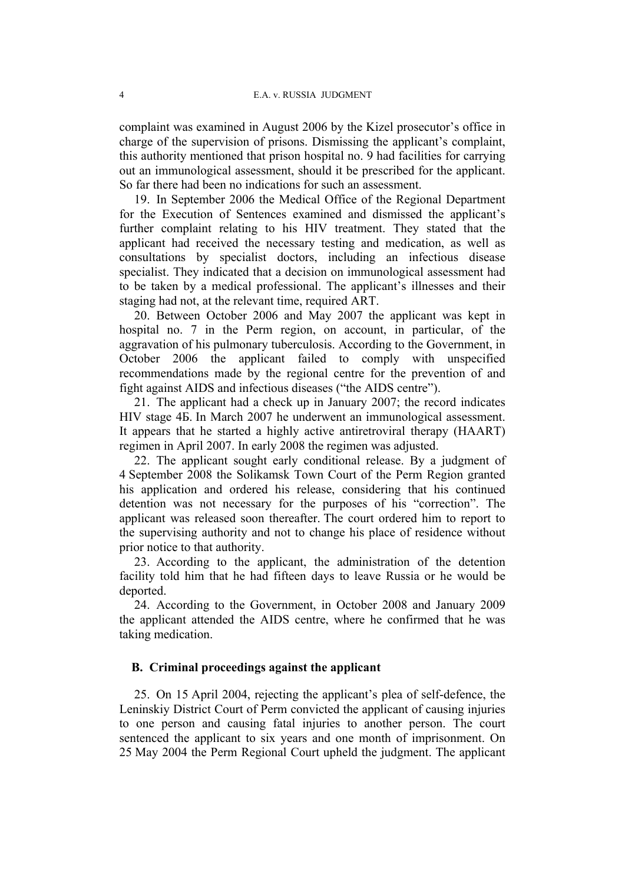complaint was examined in August 2006 by the Kizel prosecutor's office in charge of the supervision of prisons. Dismissing the applicant's complaint, this authority mentioned that prison hospital no. 9 had facilities for carrying out an immunological assessment, should it be prescribed for the applicant. So far there had been no indications for such an assessment.

19. In September 2006 the Medical Office of the Regional Department for the Execution of Sentences examined and dismissed the applicant's further complaint relating to his HIV treatment. They stated that the applicant had received the necessary testing and medication, as well as consultations by specialist doctors, including an infectious disease specialist. They indicated that a decision on immunological assessment had to be taken by a medical professional. The applicant's illnesses and their staging had not, at the relevant time, required ART.

20. Between October 2006 and May 2007 the applicant was kept in hospital no. 7 in the Perm region, on account, in particular, of the aggravation of his pulmonary tuberculosis. According to the Government, in October 2006 the applicant failed to comply with unspecified recommendations made by the regional centre for the prevention of and fight against AIDS and infectious diseases ("the AIDS centre").

21. The applicant had a check up in January 2007; the record indicates HIV stage 4Б. In March 2007 he underwent an immunological assessment. It appears that he started a highly active antiretroviral therapy (HAART) regimen in April 2007. In early 2008 the regimen was adjusted.

22. The applicant sought early conditional release. By a judgment of 4 September 2008 the Solikamsk Town Court of the Perm Region granted his application and ordered his release, considering that his continued detention was not necessary for the purposes of his "correction". The applicant was released soon thereafter. The court ordered him to report to the supervising authority and not to change his place of residence without prior notice to that authority.

23. According to the applicant, the administration of the detention facility told him that he had fifteen days to leave Russia or he would be deported.

24. According to the Government, in October 2008 and January 2009 the applicant attended the AIDS centre, where he confirmed that he was taking medication.

## B. Criminal proceedings against the applicant

25. On 15 April 2004, rejecting the applicant's plea of self-defence, the Leninskiy District Court of Perm convicted the applicant of causing injuries to one person and causing fatal injuries to another person. The court sentenced the applicant to six years and one month of imprisonment. On 25 May 2004 the Perm Regional Court upheld the judgment. The applicant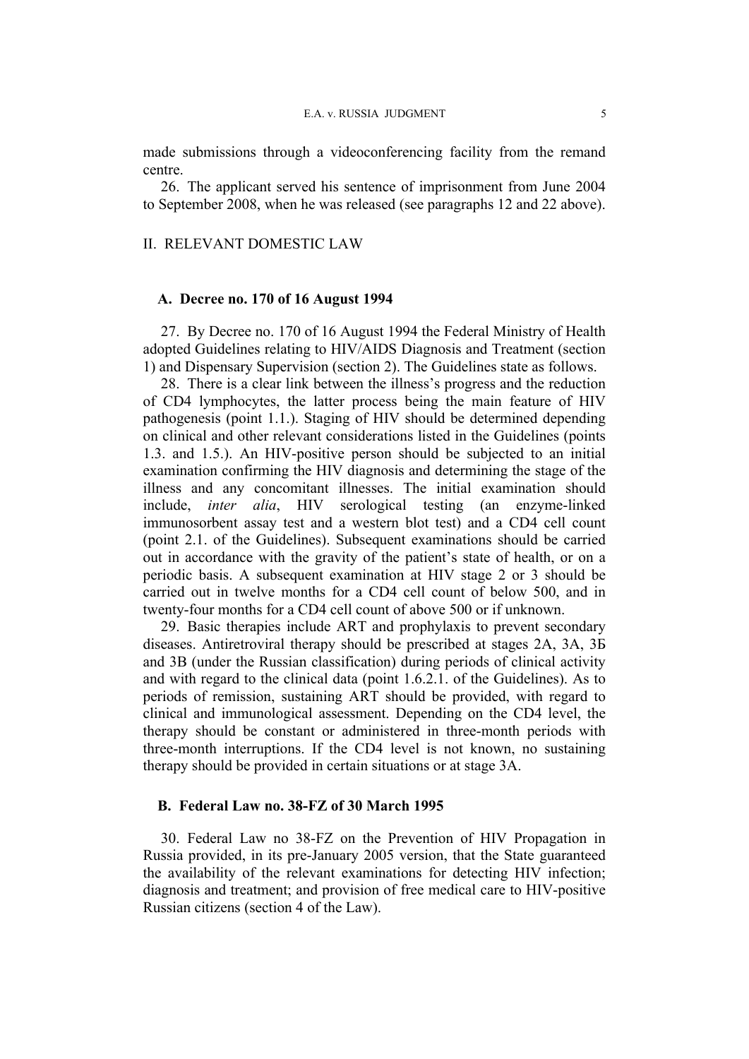made submissions through a videoconferencing facility from the remand centre.

26. The applicant served his sentence of imprisonment from June 2004 to September 2008, when he was released (see paragraphs 12 and 22 above).

## II. RELEVANT DOMESTIC LAW

### A. Decree no. 170 of 16 August 1994

27. By Decree no. 170 of 16 August 1994 the Federal Ministry of Health adopted Guidelines relating to HIV/AIDS Diagnosis and Treatment (section 1) and Dispensary Supervision (section 2). The Guidelines state as follows.

28. There is a clear link between the illness's progress and the reduction of CD4 lymphocytes, the latter process being the main feature of HIV pathogenesis (point 1.1.). Staging of HIV should be determined depending on clinical and other relevant considerations listed in the Guidelines (points 1.3. and 1.5.). An HIV-positive person should be subjected to an initial examination confirming the HIV diagnosis and determining the stage of the illness and any concomitant illnesses. The initial examination should include, *inter alia*, HIV serological testing (an enzyme-linked immunosorbent assay test and a western blot test) and a CD4 cell count (point 2.1. of the Guidelines). Subsequent examinations should be carried out in accordance with the gravity of the patient's state of health, or on a periodic basis. A subsequent examination at HIV stage 2 or 3 should be carried out in twelve months for a CD4 cell count of below 500, and in twenty-four months for a CD4 cell count of above 500 or if unknown.

29. Basic therapies include ART and prophylaxis to prevent secondary diseases. Antiretroviral therapy should be prescribed at stages 2A, 3A, 3Б and 3B (under the Russian classification) during periods of clinical activity and with regard to the clinical data (point 1.6.2.1. of the Guidelines). As to periods of remission, sustaining ART should be provided, with regard to clinical and immunological assessment. Depending on the CD4 level, the therapy should be constant or administered in three-month periods with three-month interruptions. If the CD4 level is not known, no sustaining therapy should be provided in certain situations or at stage 3A.

### B. Federal Law no. 38-FZ of 30 March 1995

30. Federal Law no 38-FZ on the Prevention of HIV Propagation in Russia provided, in its pre-January 2005 version, that the State guaranteed the availability of the relevant examinations for detecting HIV infection; diagnosis and treatment; and provision of free medical care to HIV-positive Russian citizens (section 4 of the Law).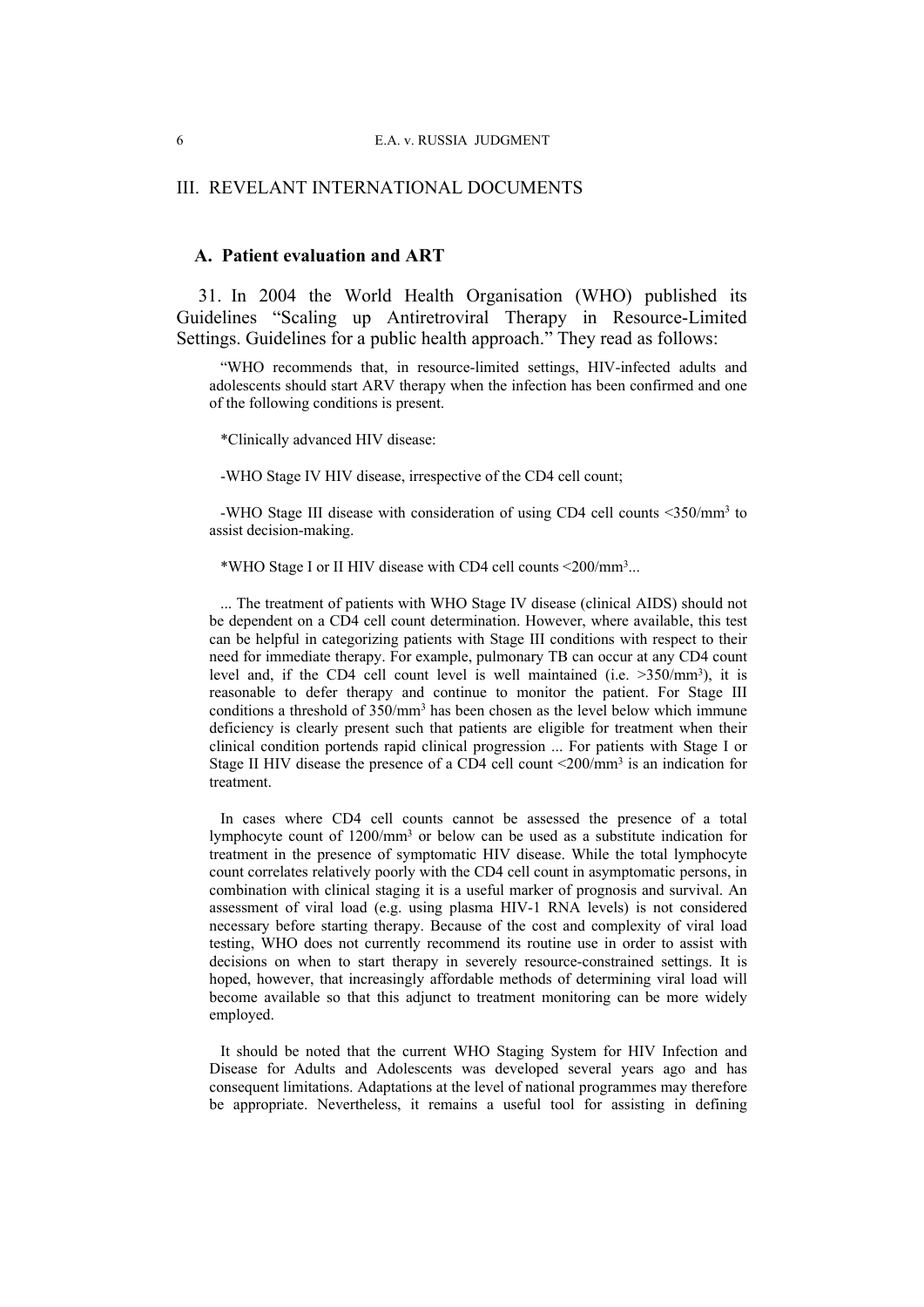## III. REVELANT INTERNATIONAL DOCUMENTS

### A. Patient evaluation and ART

31. In 2004 the World Health Organisation (WHO) published its Guidelines "Scaling up Antiretroviral Therapy in Resource-Limited Settings. Guidelines for a public health approach." They read as follows:

> "WHO recommends that, in resource-limited settings, HIV-infected adults and adolescents should start ARV therapy when the infection has been confirmed and one of the following conditions is present.
>
> *Clinically advanced HIV disease:
>
> -WHO Stage IV HIV disease, irrespective of the CD4 cell count;
>
> -WHO Stage III disease with consideration of using CD4 cell counts <350/mm$^3$ to assist decision-making.
>
> *WHO Stage I or II HIV disease with CD4 cell counts <200/mm$^3$...
>
> ... The treatment of patients with WHO Stage IV disease (clinical AIDS) should not be dependent on a CD4 cell count determination. However, where available, this test can be helpful in categorizing patients with Stage III conditions with respect to their need for immediate therapy. For example, pulmonary TB can occur at any CD4 count level and, if the CD4 cell count level is well maintained (i.e. >350/mm$^3$), it is reasonable to defer therapy and continue to monitor the patient. For Stage III conditions a threshold of 350/mm$^3$ has been chosen as the level below which immune deficiency is clearly present such that patients are eligible for treatment when their clinical condition portends rapid clinical progression ... For patients with Stage I or Stage II HIV disease the presence of a CD4 cell count <200/mm$^3$ is an indication for treatment.
>
> In cases where CD4 cell counts cannot be assessed the presence of a total lymphocyte count of 1200/mm$^3$ or below can be used as a substitute indication for treatment in the presence of symptomatic HIV disease. While the total lymphocyte count correlates relatively poorly with the CD4 cell count in asymptomatic persons, in combination with clinical staging it is a useful marker of prognosis and survival. An assessment of viral load (e.g. using plasma HIV-1 RNA levels) is not considered necessary before starting therapy. Because of the cost and complexity of viral load testing, WHO does not currently recommend its routine use in order to assist with decisions on when to start therapy in severely resource-constrained settings. It is hoped, however, that increasingly affordable methods of determining viral load will become available so that this adjunct to treatment monitoring can be more widely employed.
>
> It should be noted that the current WHO Staging System for HIV Infection and Disease for Adults and Adolescents was developed several years ago and has consequent limitations. Adaptations at the level of national programmes may therefore be appropriate. Nevertheless, it remains a useful tool for assisting in defining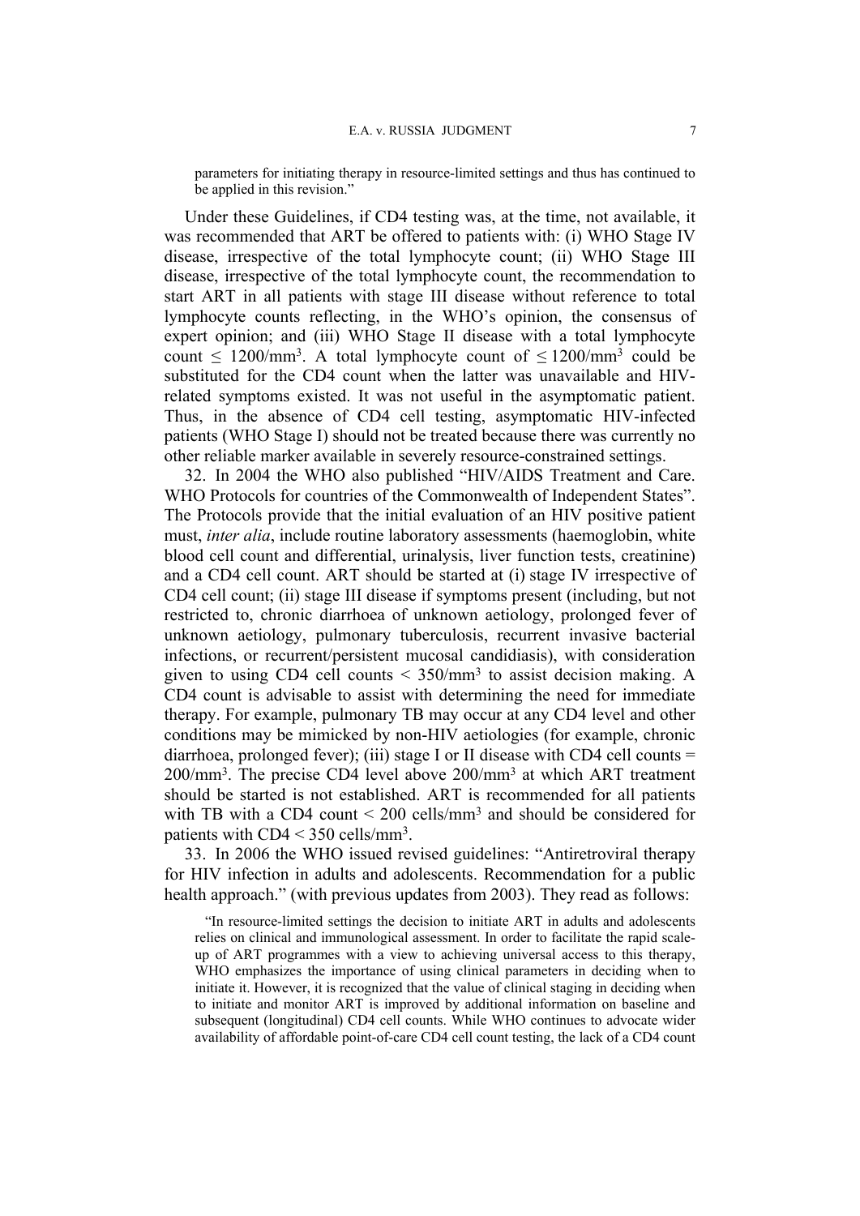parameters for initiating therapy in resource-limited settings and thus has continued to be applied in this revision."

Under these Guidelines, if CD4 testing was, at the time, not available, it was recommended that ART be offered to patients with: (i) WHO Stage IV disease, irrespective of the total lymphocyte count; (ii) WHO Stage III disease, irrespective of the total lymphocyte count, the recommendation to start ART in all patients with stage III disease without reference to total lymphocyte counts reflecting, in the WHO's opinion, the consensus of expert opinion; and (iii) WHO Stage II disease with a total lymphocyte count $\leq$ 1200/mm$^3$. A total lymphocyte count of $\leq$ 1200/mm$^3$ could be substituted for the CD4 count when the latter was unavailable and HIV-related symptoms existed. It was not useful in the asymptomatic patient. Thus, in the absence of CD4 cell testing, asymptomatic HIV-infected patients (WHO Stage I) should not be treated because there was currently no other reliable marker available in severely resource-constrained settings.

32. In 2004 the WHO also published "HIV/AIDS Treatment and Care. WHO Protocols for countries of the Commonwealth of Independent States". The Protocols provide that the initial evaluation of an HIV positive patient must, *inter alia*, include routine laboratory assessments (haemoglobin, white blood cell count and differential, urinalysis, liver function tests, creatinine) and a CD4 cell count. ART should be started at (i) stage IV irrespective of CD4 cell count; (ii) stage III disease if symptoms present (including, but not restricted to, chronic diarrhoea of unknown aetiology, prolonged fever of unknown aetiology, pulmonary tuberculosis, recurrent invasive bacterial infections, or recurrent/persistent mucosal candidiasis), with consideration given to using CD4 cell counts < 350/mm$^3$ to assist decision making. A CD4 count is advisable to assist with determining the need for immediate therapy. For example, pulmonary TB may occur at any CD4 level and other conditions may be mimicked by non-HIV aetiologies (for example, chronic diarrhoea, prolonged fever); (iii) stage I or II disease with CD4 cell counts = 200/mm$^3$. The precise CD4 level above 200/mm$^3$ at which ART treatment should be started is not established. ART is recommended for all patients with TB with a CD4 count < 200 cells/mm$^3$ and should be considered for patients with CD4 < 350 cells/mm$^3$.

33. In 2006 the WHO issued revised guidelines: "Antiretroviral therapy for HIV infection in adults and adolescents. Recommendation for a public health approach." (with previous updates from 2003). They read as follows:

> "In resource-limited settings the decision to initiate ART in adults and adolescents relies on clinical and immunological assessment. In order to facilitate the rapid scale-up of ART programmes with a view to achieving universal access to this therapy, WHO emphasizes the importance of using clinical parameters in deciding when to initiate it. However, it is recognized that the value of clinical staging in deciding when to initiate and monitor ART is improved by additional information on baseline and subsequent (longitudinal) CD4 cell counts. While WHO continues to advocate wider availability of affordable point-of-care CD4 cell count testing, the lack of a CD4 count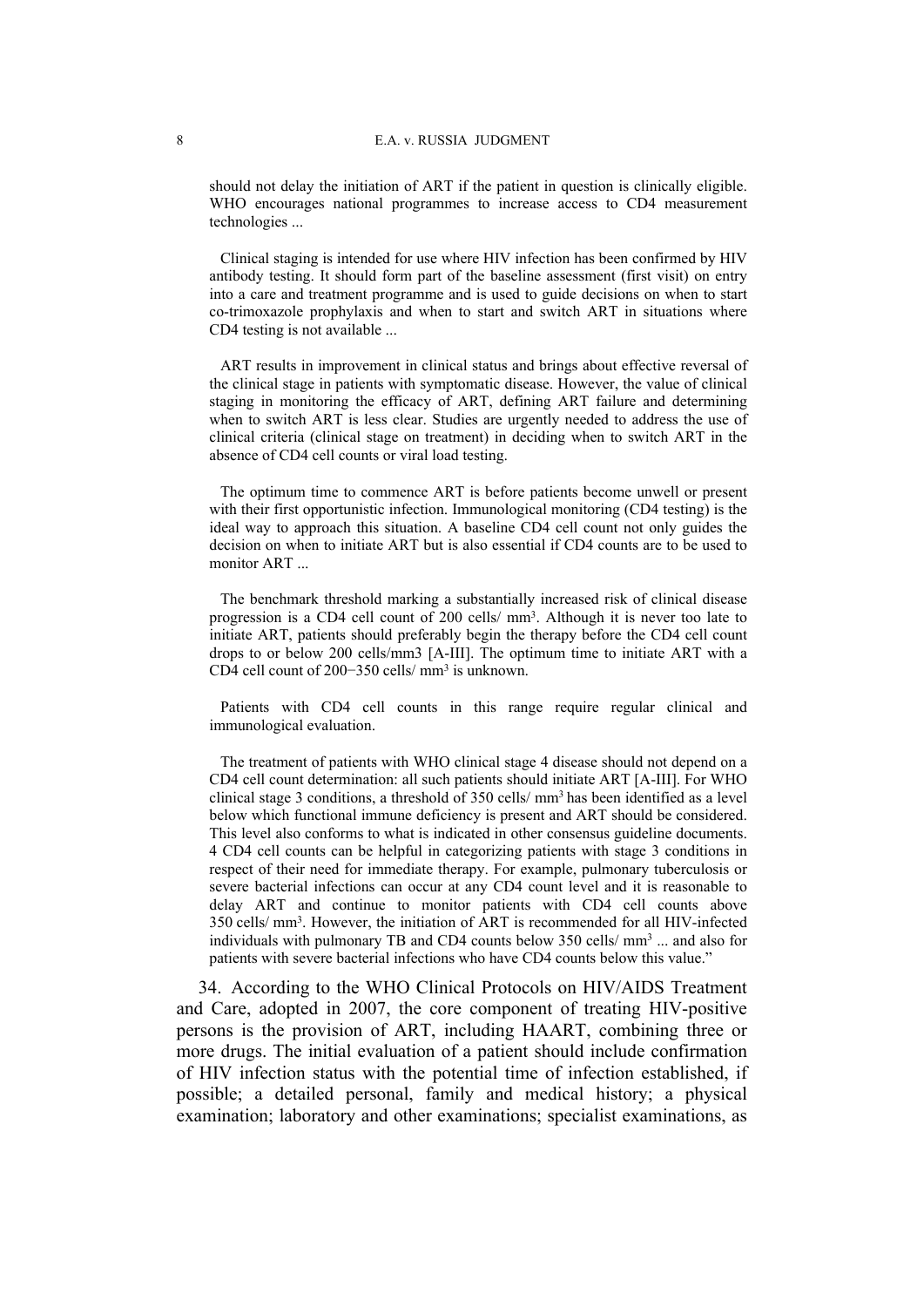should not delay the initiation of ART if the patient in question is clinically eligible. WHO encourages national programmes to increase access to CD4 measurement technologies ...

Clinical staging is intended for use where HIV infection has been confirmed by HIV antibody testing. It should form part of the baseline assessment (first visit) on entry into a care and treatment programme and is used to guide decisions on when to start co-trimoxazole prophylaxis and when to start and switch ART in situations where CD4 testing is not available ...

ART results in improvement in clinical status and brings about effective reversal of the clinical stage in patients with symptomatic disease. However, the value of clinical staging in monitoring the efficacy of ART, defining ART failure and determining when to switch ART is less clear. Studies are urgently needed to address the use of clinical criteria (clinical stage on treatment) in deciding when to switch ART in the absence of CD4 cell counts or viral load testing.

The optimum time to commence ART is before patients become unwell or present with their first opportunistic infection. Immunological monitoring (CD4 testing) is the ideal way to approach this situation. A baseline CD4 cell count not only guides the decision on when to initiate ART but is also essential if CD4 counts are to be used to monitor ART ...

The benchmark threshold marking a substantially increased risk of clinical disease progression is a CD4 cell count of 200 cells/ $mm^3$. Although it is never too late to initiate ART, patients should preferably begin the therapy before the CD4 cell count drops to or below 200 cells/mm3 [A-III]. The optimum time to initiate ART with a CD4 cell count of 200−350 cells/ $mm^3$ is unknown.

Patients with CD4 cell counts in this range require regular clinical and immunological evaluation.

The treatment of patients with WHO clinical stage 4 disease should not depend on a CD4 cell count determination: all such patients should initiate ART [A-III]. For WHO clinical stage 3 conditions, a threshold of 350 cells/ $mm^3$ has been identified as a level below which functional immune deficiency is present and ART should be considered. This level also conforms to what is indicated in other consensus guideline documents. 4 CD4 cell counts can be helpful in categorizing patients with stage 3 conditions in respect of their need for immediate therapy. For example, pulmonary tuberculosis or severe bacterial infections can occur at any CD4 count level and it is reasonable to delay ART and continue to monitor patients with CD4 cell counts above 350 cells/ $mm^3$. However, the initiation of ART is recommended for all HIV-infected individuals with pulmonary TB and CD4 counts below 350 cells/ $mm^3$ ... and also for patients with severe bacterial infections who have CD4 counts below this value."

34. According to the WHO Clinical Protocols on HIV/AIDS Treatment and Care, adopted in 2007, the core component of treating HIV-positive persons is the provision of ART, including HAART, combining three or more drugs. The initial evaluation of a patient should include confirmation of HIV infection status with the potential time of infection established, if possible; a detailed personal, family and medical history; a physical examination; laboratory and other examinations; specialist examinations, as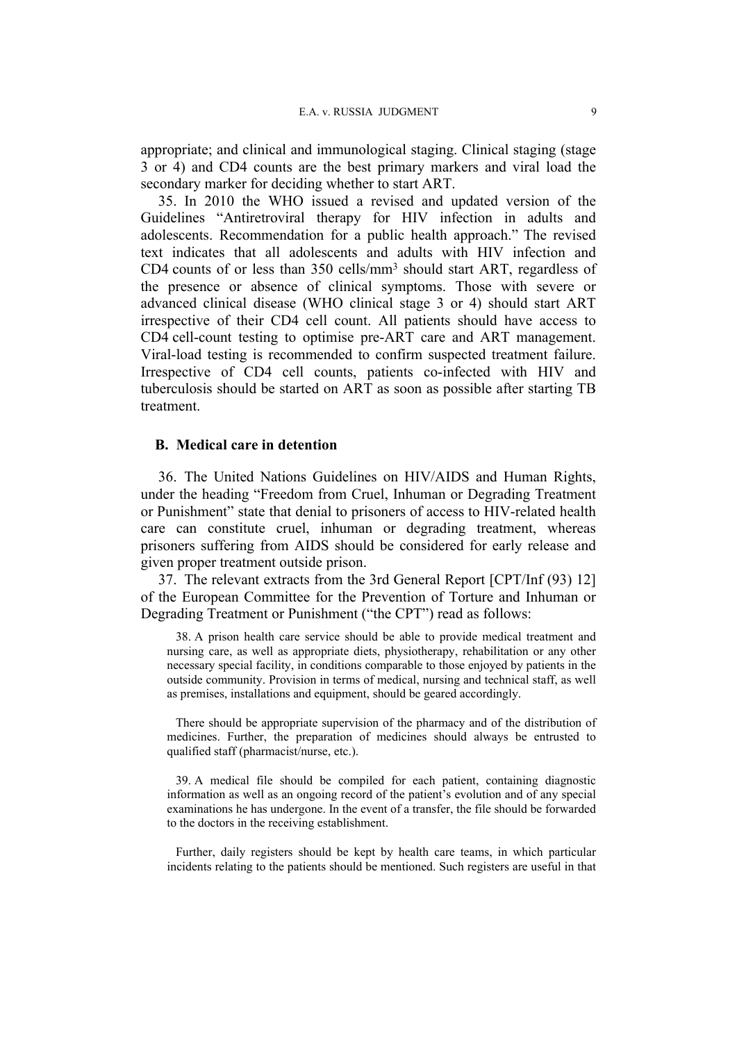appropriate; and clinical and immunological staging. Clinical staging (stage 3 or 4) and CD4 counts are the best primary markers and viral load the secondary marker for deciding whether to start ART.

35. In 2010 the WHO issued a revised and updated version of the Guidelines "Antiretroviral therapy for HIV infection in adults and adolescents. Recommendation for a public health approach." The revised text indicates that all adolescents and adults with HIV infection and CD4 counts of or less than 350 cells/mm$^3$ should start ART, regardless of the presence or absence of clinical symptoms. Those with severe or advanced clinical disease (WHO clinical stage 3 or 4) should start ART irrespective of their CD4 cell count. All patients should have access to CD4 cell-count testing to optimise pre-ART care and ART management. Viral-load testing is recommended to confirm suspected treatment failure. Irrespective of CD4 cell counts, patients co-infected with HIV and tuberculosis should be started on ART as soon as possible after starting TB treatment.

## B. Medical care in detention

36. The United Nations Guidelines on HIV/AIDS and Human Rights, under the heading "Freedom from Cruel, Inhuman or Degrading Treatment or Punishment" state that denial to prisoners of access to HIV-related health care can constitute cruel, inhuman or degrading treatment, whereas prisoners suffering from AIDS should be considered for early release and given proper treatment outside prison.

37. The relevant extracts from the 3rd General Report [CPT/Inf (93) 12] of the European Committee for the Prevention of Torture and Inhuman or Degrading Treatment or Punishment ("the CPT") read as follows:

> 38. A prison health care service should be able to provide medical treatment and nursing care, as well as appropriate diets, physiotherapy, rehabilitation or any other necessary special facility, in conditions comparable to those enjoyed by patients in the outside community. Provision in terms of medical, nursing and technical staff, as well as premises, installations and equipment, should be geared accordingly.
>
> There should be appropriate supervision of the pharmacy and of the distribution of medicines. Further, the preparation of medicines should always be entrusted to qualified staff (pharmacist/nurse, etc.).
>
> 39. A medical file should be compiled for each patient, containing diagnostic information as well as an ongoing record of the patient's evolution and of any special examinations he has undergone. In the event of a transfer, the file should be forwarded to the doctors in the receiving establishment.
>
> Further, daily registers should be kept by health care teams, in which particular incidents relating to the patients should be mentioned. Such registers are useful in that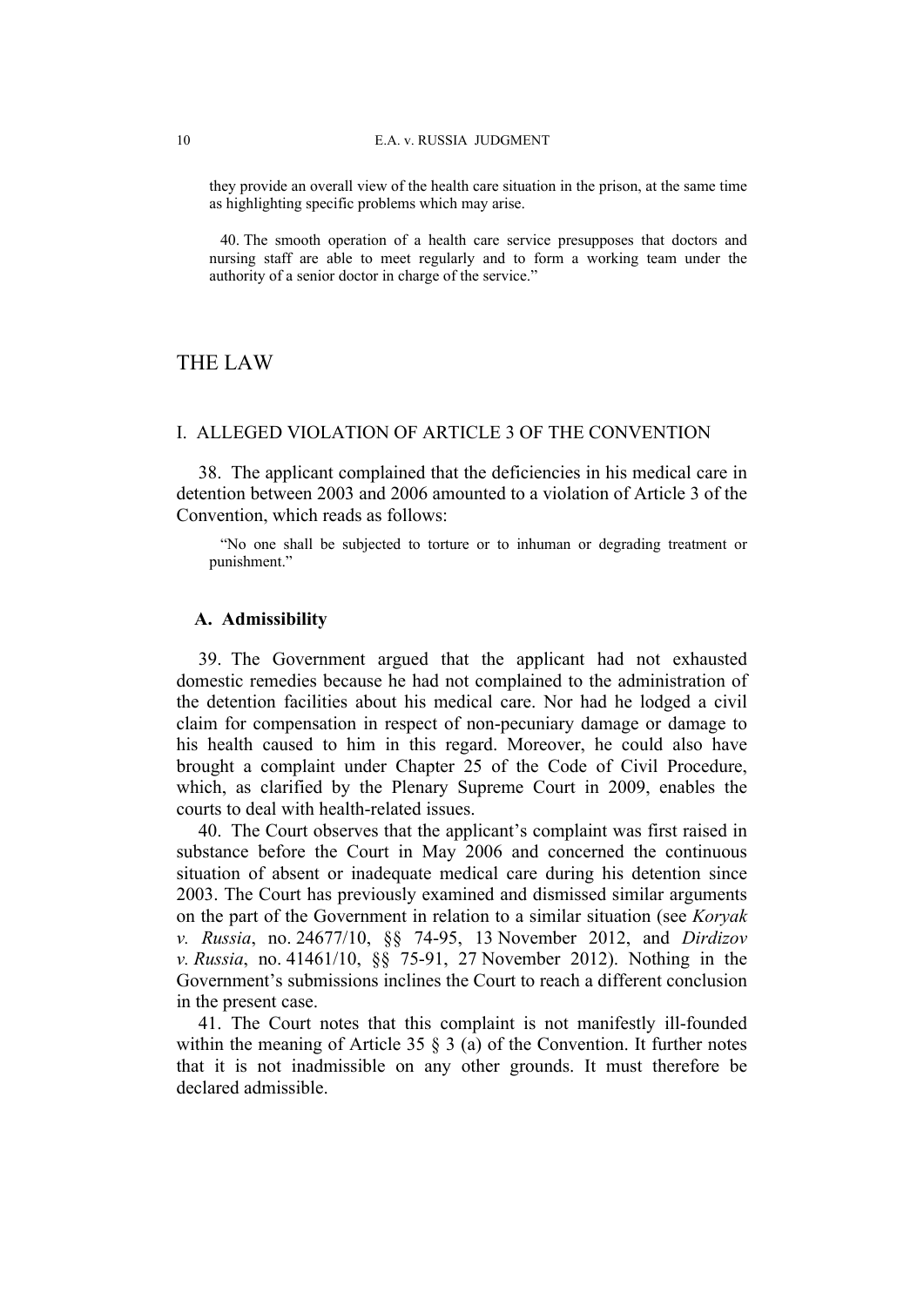> they provide an overall view of the health care situation in the prison, at the same time as highlighting specific problems which may arise.
>
> 40. The smooth operation of a health care service presupposes that doctors and nursing staff are able to meet regularly and to form a working team under the authority of a senior doctor in charge of the service."

# THE LAW

## I. ALLEGED VIOLATION OF ARTICLE 3 OF THE CONVENTION

38. The applicant complained that the deficiencies in his medical care in detention between 2003 and 2006 amounted to a violation of Article 3 of the Convention, which reads as follows:

> "No one shall be subjected to torture or to inhuman or degrading treatment or punishment."

### A. Admissibility

39. The Government argued that the applicant had not exhausted domestic remedies because he had not complained to the administration of the detention facilities about his medical care. Nor had he lodged a civil claim for compensation in respect of non-pecuniary damage or damage to his health caused to him in this regard. Moreover, he could also have brought a complaint under Chapter 25 of the Code of Civil Procedure, which, as clarified by the Plenary Supreme Court in 2009, enables the courts to deal with health-related issues.

40. The Court observes that the applicant's complaint was first raised in substance before the Court in May 2006 and concerned the continuous situation of absent or inadequate medical care during his detention since 2003. The Court has previously examined and dismissed similar arguments on the part of the Government in relation to a similar situation (see *Koryak v. Russia*, no. 24677/10, §§ 74-95, 13 November 2012, and *Dirdizov v. Russia*, no. 41461/10, §§ 75-91, 27 November 2012). Nothing in the Government's submissions inclines the Court to reach a different conclusion in the present case.

41. The Court notes that this complaint is not manifestly ill-founded within the meaning of Article 35 § 3 (a) of the Convention. It further notes that it is not inadmissible on any other grounds. It must therefore be declared admissible.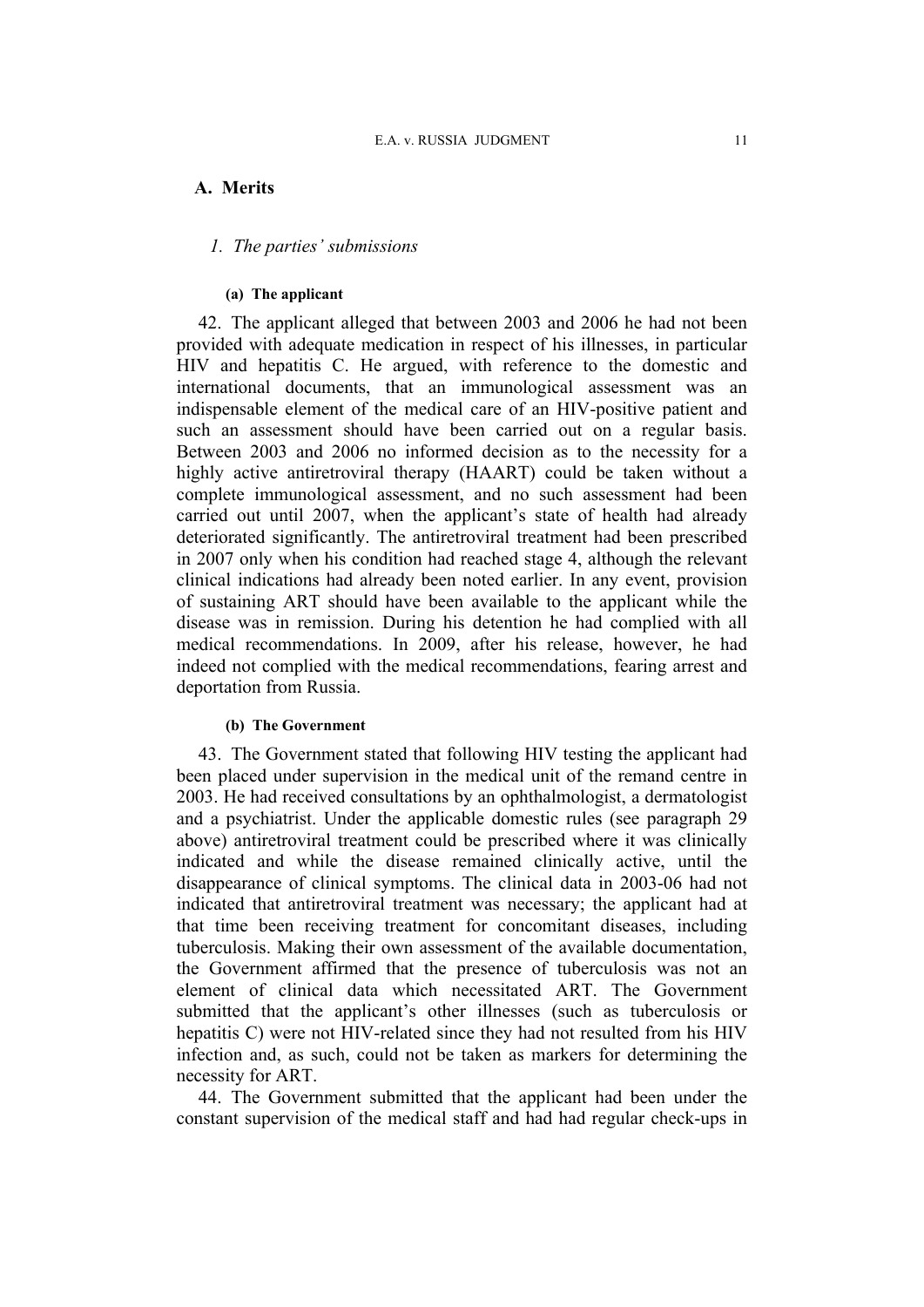## A. Merits

### *1. The parties' submissions*

#### (a) The applicant

42. The applicant alleged that between 2003 and 2006 he had not been provided with adequate medication in respect of his illnesses, in particular HIV and hepatitis C. He argued, with reference to the domestic and international documents, that an immunological assessment was an indispensable element of the medical care of an HIV-positive patient and such an assessment should have been carried out on a regular basis. Between 2003 and 2006 no informed decision as to the necessity for a highly active antiretroviral therapy (HAART) could be taken without a complete immunological assessment, and no such assessment had been carried out until 2007, when the applicant's state of health had already deteriorated significantly. The antiretroviral treatment had been prescribed in 2007 only when his condition had reached stage 4, although the relevant clinical indications had already been noted earlier. In any event, provision of sustaining ART should have been available to the applicant while the disease was in remission. During his detention he had complied with all medical recommendations. In 2009, after his release, however, he had indeed not complied with the medical recommendations, fearing arrest and deportation from Russia.

#### (b) The Government

43. The Government stated that following HIV testing the applicant had been placed under supervision in the medical unit of the remand centre in 2003. He had received consultations by an ophthalmologist, a dermatologist and a psychiatrist. Under the applicable domestic rules (see paragraph 29 above) antiretroviral treatment could be prescribed where it was clinically indicated and while the disease remained clinically active, until the disappearance of clinical symptoms. The clinical data in 2003-06 had not indicated that antiretroviral treatment was necessary; the applicant had at that time been receiving treatment for concomitant diseases, including tuberculosis. Making their own assessment of the available documentation, the Government affirmed that the presence of tuberculosis was not an element of clinical data which necessitated ART. The Government submitted that the applicant's other illnesses (such as tuberculosis or hepatitis C) were not HIV-related since they had not resulted from his HIV infection and, as such, could not be taken as markers for determining the necessity for ART.

44. The Government submitted that the applicant had been under the constant supervision of the medical staff and had had regular check-ups in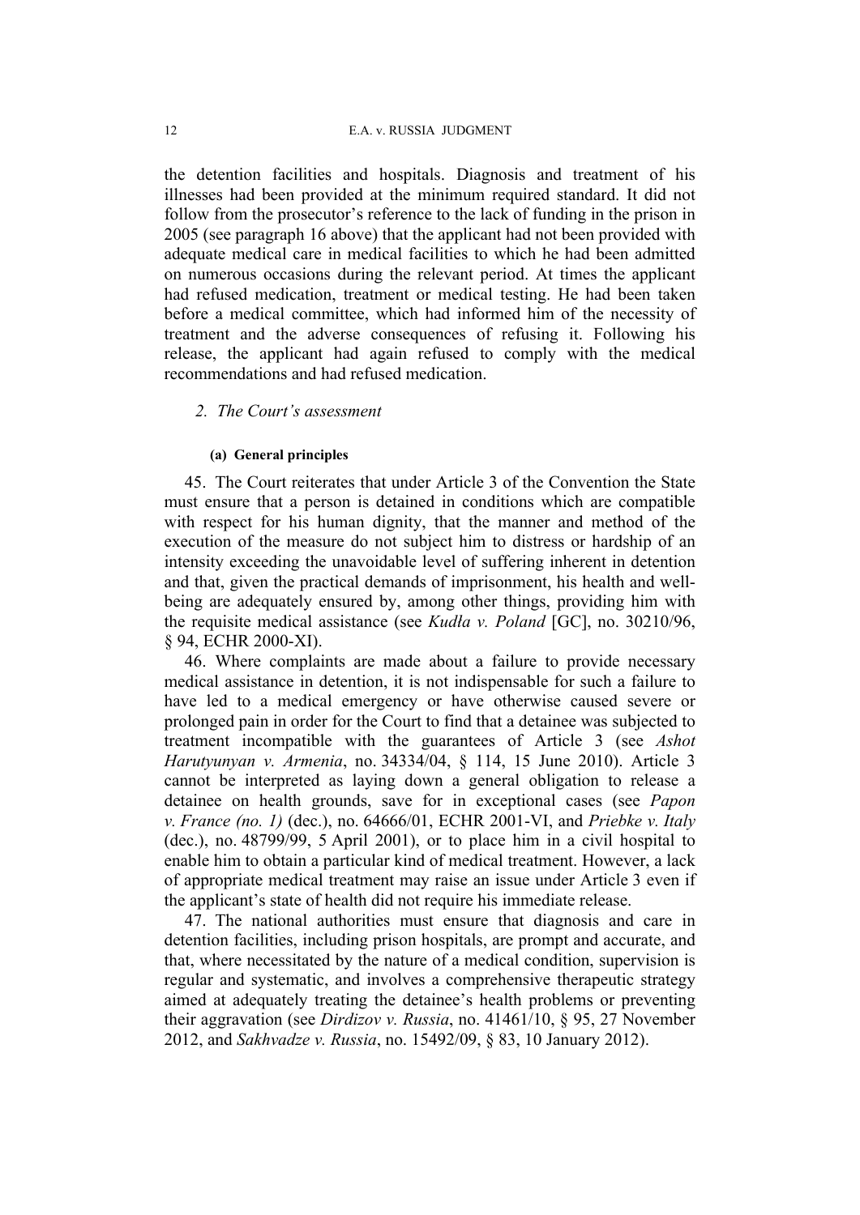the detention facilities and hospitals. Diagnosis and treatment of his illnesses had been provided at the minimum required standard. It did not follow from the prosecutor's reference to the lack of funding in the prison in 2005 (see paragraph 16 above) that the applicant had not been provided with adequate medical care in medical facilities to which he had been admitted on numerous occasions during the relevant period. At times the applicant had refused medication, treatment or medical testing. He had been taken before a medical committee, which had informed him of the necessity of treatment and the adverse consequences of refusing it. Following his release, the applicant had again refused to comply with the medical recommendations and had refused medication.

### *2. The Court's assessment*

#### **(a) General principles**

45. The Court reiterates that under Article 3 of the Convention the State must ensure that a person is detained in conditions which are compatible with respect for his human dignity, that the manner and method of the execution of the measure do not subject him to distress or hardship of an intensity exceeding the unavoidable level of suffering inherent in detention and that, given the practical demands of imprisonment, his health and well-being are adequately ensured by, among other things, providing him with the requisite medical assistance (see *Kudła v. Poland* [GC], no. 30210/96, § 94, ECHR 2000-XI).

46. Where complaints are made about a failure to provide necessary medical assistance in detention, it is not indispensable for such a failure to have led to a medical emergency or have otherwise caused severe or prolonged pain in order for the Court to find that a detainee was subjected to treatment incompatible with the guarantees of Article 3 (see *Ashot Harutyunyan v. Armenia*, no. 34334/04, § 114, 15 June 2010). Article 3 cannot be interpreted as laying down a general obligation to release a detainee on health grounds, save for in exceptional cases (see *Papon v. France (no. 1)* (dec.), no. 64666/01, ECHR 2001-VI, and *Priebke v. Italy* (dec.), no. 48799/99, 5 April 2001), or to place him in a civil hospital to enable him to obtain a particular kind of medical treatment. However, a lack of appropriate medical treatment may raise an issue under Article 3 even if the applicant's state of health did not require his immediate release.

47. The national authorities must ensure that diagnosis and care in detention facilities, including prison hospitals, are prompt and accurate, and that, where necessitated by the nature of a medical condition, supervision is regular and systematic, and involves a comprehensive therapeutic strategy aimed at adequately treating the detainee's health problems or preventing their aggravation (see *Dirdizov v. Russia*, no. 41461/10, § 95, 27 November 2012, and *Sakhvadze v. Russia*, no. 15492/09, § 83, 10 January 2012).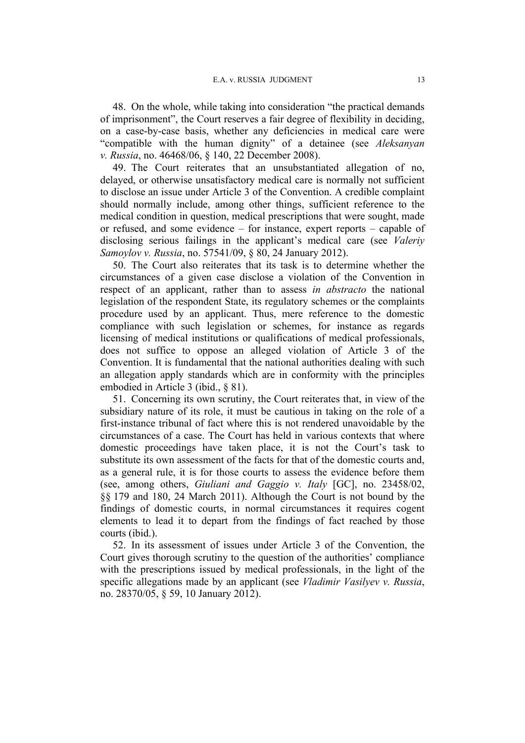48. On the whole, while taking into consideration "the practical demands of imprisonment", the Court reserves a fair degree of flexibility in deciding, on a case-by-case basis, whether any deficiencies in medical care were "compatible with the human dignity" of a detainee (see *Aleksanyan v. Russia*, no. 46468/06, § 140, 22 December 2008).

49. The Court reiterates that an unsubstantiated allegation of no, delayed, or otherwise unsatisfactory medical care is normally not sufficient to disclose an issue under Article 3 of the Convention. A credible complaint should normally include, among other things, sufficient reference to the medical condition in question, medical prescriptions that were sought, made or refused, and some evidence – for instance, expert reports – capable of disclosing serious failings in the applicant's medical care (see *Valeriy Samoylov v. Russia*, no. 57541/09, § 80, 24 January 2012).

50. The Court also reiterates that its task is to determine whether the circumstances of a given case disclose a violation of the Convention in respect of an applicant, rather than to assess *in abstracto* the national legislation of the respondent State, its regulatory schemes or the complaints procedure used by an applicant. Thus, mere reference to the domestic compliance with such legislation or schemes, for instance as regards licensing of medical institutions or qualifications of medical professionals, does not suffice to oppose an alleged violation of Article 3 of the Convention. It is fundamental that the national authorities dealing with such an allegation apply standards which are in conformity with the principles embodied in Article 3 (ibid., § 81).

51. Concerning its own scrutiny, the Court reiterates that, in view of the subsidiary nature of its role, it must be cautious in taking on the role of a first-instance tribunal of fact where this is not rendered unavoidable by the circumstances of a case. The Court has held in various contexts that where domestic proceedings have taken place, it is not the Court's task to substitute its own assessment of the facts for that of the domestic courts and, as a general rule, it is for those courts to assess the evidence before them (see, among others, *Giuliani and Gaggio v. Italy* [GC], no. 23458/02, §§ 179 and 180, 24 March 2011). Although the Court is not bound by the findings of domestic courts, in normal circumstances it requires cogent elements to lead it to depart from the findings of fact reached by those courts (ibid.).

52. In its assessment of issues under Article 3 of the Convention, the Court gives thorough scrutiny to the question of the authorities' compliance with the prescriptions issued by medical professionals, in the light of the specific allegations made by an applicant (see *Vladimir Vasilyev v. Russia*, no. 28370/05, § 59, 10 January 2012).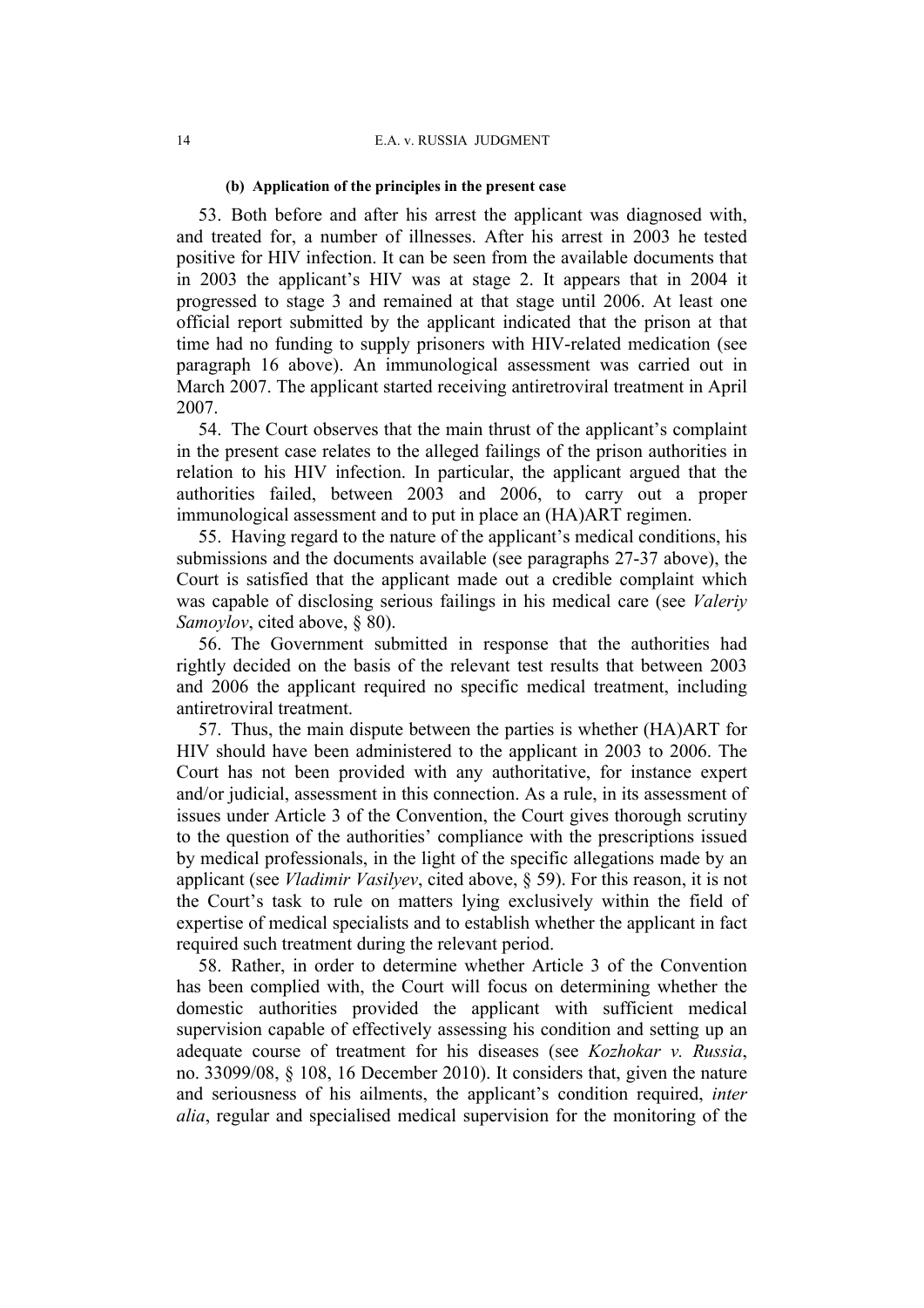#### (b) Application of the principles in the present case

53. Both before and after his arrest the applicant was diagnosed with, and treated for, a number of illnesses. After his arrest in 2003 he tested positive for HIV infection. It can be seen from the available documents that in 2003 the applicant's HIV was at stage 2. It appears that in 2004 it progressed to stage 3 and remained at that stage until 2006. At least one official report submitted by the applicant indicated that the prison at that time had no funding to supply prisoners with HIV-related medication (see paragraph 16 above). An immunological assessment was carried out in March 2007. The applicant started receiving antiretroviral treatment in April 2007.

54. The Court observes that the main thrust of the applicant's complaint in the present case relates to the alleged failings of the prison authorities in relation to his HIV infection. In particular, the applicant argued that the authorities failed, between 2003 and 2006, to carry out a proper immunological assessment and to put in place an (HA)ART regimen.

55. Having regard to the nature of the applicant's medical conditions, his submissions and the documents available (see paragraphs 27-37 above), the Court is satisfied that the applicant made out a credible complaint which was capable of disclosing serious failings in his medical care (see *Valeriy Samoylov*, cited above, § 80).

56. The Government submitted in response that the authorities had rightly decided on the basis of the relevant test results that between 2003 and 2006 the applicant required no specific medical treatment, including antiretroviral treatment.

57. Thus, the main dispute between the parties is whether (HA)ART for HIV should have been administered to the applicant in 2003 to 2006. The Court has not been provided with any authoritative, for instance expert and/or judicial, assessment in this connection. As a rule, in its assessment of issues under Article 3 of the Convention, the Court gives thorough scrutiny to the question of the authorities' compliance with the prescriptions issued by medical professionals, in the light of the specific allegations made by an applicant (see *Vladimir Vasilyev*, cited above, § 59). For this reason, it is not the Court's task to rule on matters lying exclusively within the field of expertise of medical specialists and to establish whether the applicant in fact required such treatment during the relevant period.

58. Rather, in order to determine whether Article 3 of the Convention has been complied with, the Court will focus on determining whether the domestic authorities provided the applicant with sufficient medical supervision capable of effectively assessing his condition and setting up an adequate course of treatment for his diseases (see *Kozhokar v. Russia*, no. 33099/08, § 108, 16 December 2010). It considers that, given the nature and seriousness of his ailments, the applicant's condition required, *inter alia*, regular and specialised medical supervision for the monitoring of the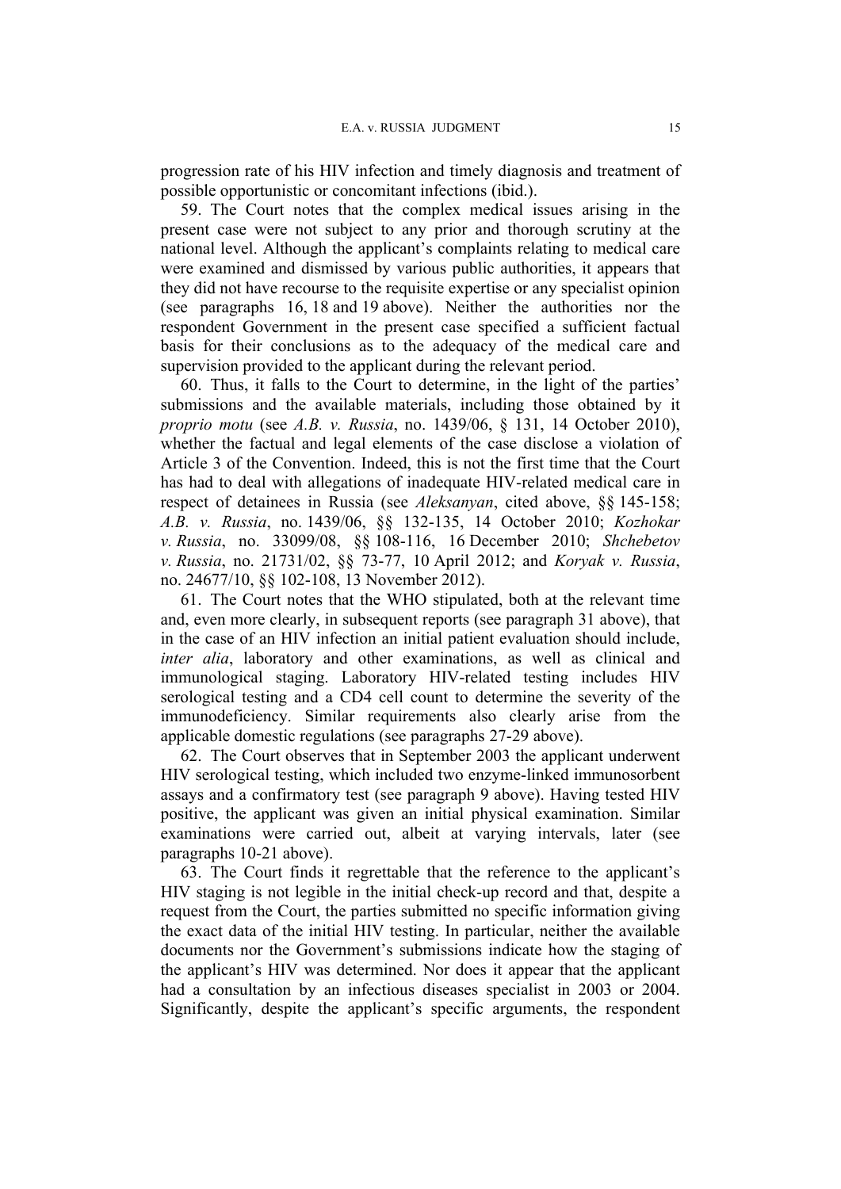progression rate of his HIV infection and timely diagnosis and treatment of possible opportunistic or concomitant infections (ibid.).

59. The Court notes that the complex medical issues arising in the present case were not subject to any prior and thorough scrutiny at the national level. Although the applicant's complaints relating to medical care were examined and dismissed by various public authorities, it appears that they did not have recourse to the requisite expertise or any specialist opinion (see paragraphs 16, 18 and 19 above). Neither the authorities nor the respondent Government in the present case specified a sufficient factual basis for their conclusions as to the adequacy of the medical care and supervision provided to the applicant during the relevant period.

60. Thus, it falls to the Court to determine, in the light of the parties' submissions and the available materials, including those obtained by it *proprio motu* (see *A.B. v. Russia*, no. 1439/06, § 131, 14 October 2010), whether the factual and legal elements of the case disclose a violation of Article 3 of the Convention. Indeed, this is not the first time that the Court has had to deal with allegations of inadequate HIV-related medical care in respect of detainees in Russia (see *Aleksanyan*, cited above, §§ 145-158; *A.B. v. Russia*, no. 1439/06, §§ 132-135, 14 October 2010; *Kozhokar v. Russia*, no. 33099/08, §§ 108-116, 16 December 2010; *Shchebetov v. Russia*, no. 21731/02, §§ 73-77, 10 April 2012; and *Koryak v. Russia*, no. 24677/10, §§ 102-108, 13 November 2012).

61. The Court notes that the WHO stipulated, both at the relevant time and, even more clearly, in subsequent reports (see paragraph 31 above), that in the case of an HIV infection an initial patient evaluation should include, *inter alia*, laboratory and other examinations, as well as clinical and immunological staging. Laboratory HIV-related testing includes HIV serological testing and a CD4 cell count to determine the severity of the immunodeficiency. Similar requirements also clearly arise from the applicable domestic regulations (see paragraphs 27-29 above).

62. The Court observes that in September 2003 the applicant underwent HIV serological testing, which included two enzyme-linked immunosorbent assays and a confirmatory test (see paragraph 9 above). Having tested HIV positive, the applicant was given an initial physical examination. Similar examinations were carried out, albeit at varying intervals, later (see paragraphs 10-21 above).

63. The Court finds it regrettable that the reference to the applicant's HIV staging is not legible in the initial check-up record and that, despite a request from the Court, the parties submitted no specific information giving the exact data of the initial HIV testing. In particular, neither the available documents nor the Government's submissions indicate how the staging of the applicant's HIV was determined. Nor does it appear that the applicant had a consultation by an infectious diseases specialist in 2003 or 2004. Significantly, despite the applicant's specific arguments, the respondent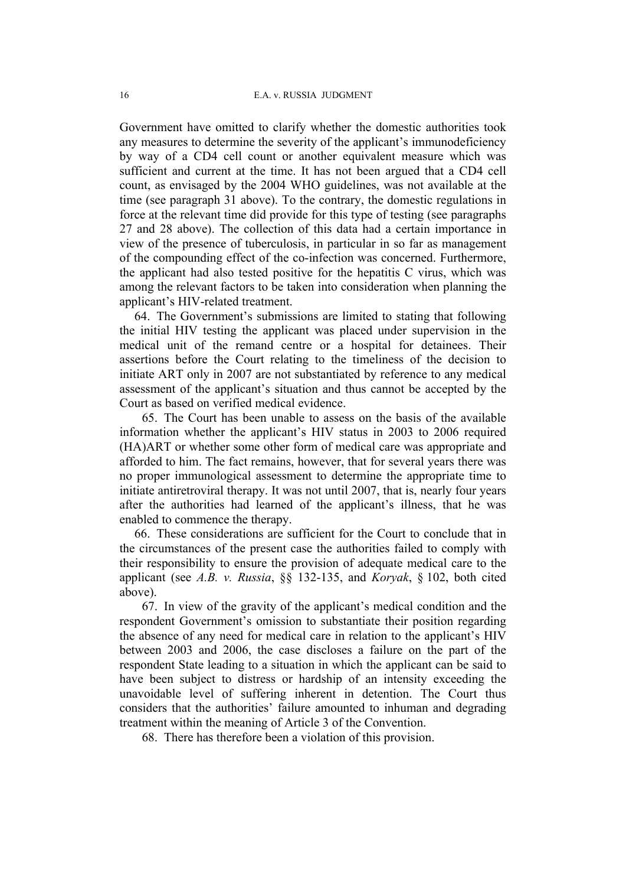Government have omitted to clarify whether the domestic authorities took any measures to determine the severity of the applicant's immunodeficiency by way of a CD4 cell count or another equivalent measure which was sufficient and current at the time. It has not been argued that a CD4 cell count, as envisaged by the 2004 WHO guidelines, was not available at the time (see paragraph 31 above). To the contrary, the domestic regulations in force at the relevant time did provide for this type of testing (see paragraphs 27 and 28 above). The collection of this data had a certain importance in view of the presence of tuberculosis, in particular in so far as management of the compounding effect of the co-infection was concerned. Furthermore, the applicant had also tested positive for the hepatitis C virus, which was among the relevant factors to be taken into consideration when planning the applicant's HIV-related treatment.

64. The Government's submissions are limited to stating that following the initial HIV testing the applicant was placed under supervision in the medical unit of the remand centre or a hospital for detainees. Their assertions before the Court relating to the timeliness of the decision to initiate ART only in 2007 are not substantiated by reference to any medical assessment of the applicant's situation and thus cannot be accepted by the Court as based on verified medical evidence.

65. The Court has been unable to assess on the basis of the available information whether the applicant's HIV status in 2003 to 2006 required (HA)ART or whether some other form of medical care was appropriate and afforded to him. The fact remains, however, that for several years there was no proper immunological assessment to determine the appropriate time to initiate antiretroviral therapy. It was not until 2007, that is, nearly four years after the authorities had learned of the applicant's illness, that he was enabled to commence the therapy.

66. These considerations are sufficient for the Court to conclude that in the circumstances of the present case the authorities failed to comply with their responsibility to ensure the provision of adequate medical care to the applicant (see *A.B. v. Russia*, §§ 132-135, and *Koryak*, § 102, both cited above).

67. In view of the gravity of the applicant's medical condition and the respondent Government's omission to substantiate their position regarding the absence of any need for medical care in relation to the applicant's HIV between 2003 and 2006, the case discloses a failure on the part of the respondent State leading to a situation in which the applicant can be said to have been subject to distress or hardship of an intensity exceeding the unavoidable level of suffering inherent in detention. The Court thus considers that the authorities' failure amounted to inhuman and degrading treatment within the meaning of Article 3 of the Convention.

68. There has therefore been a violation of this provision.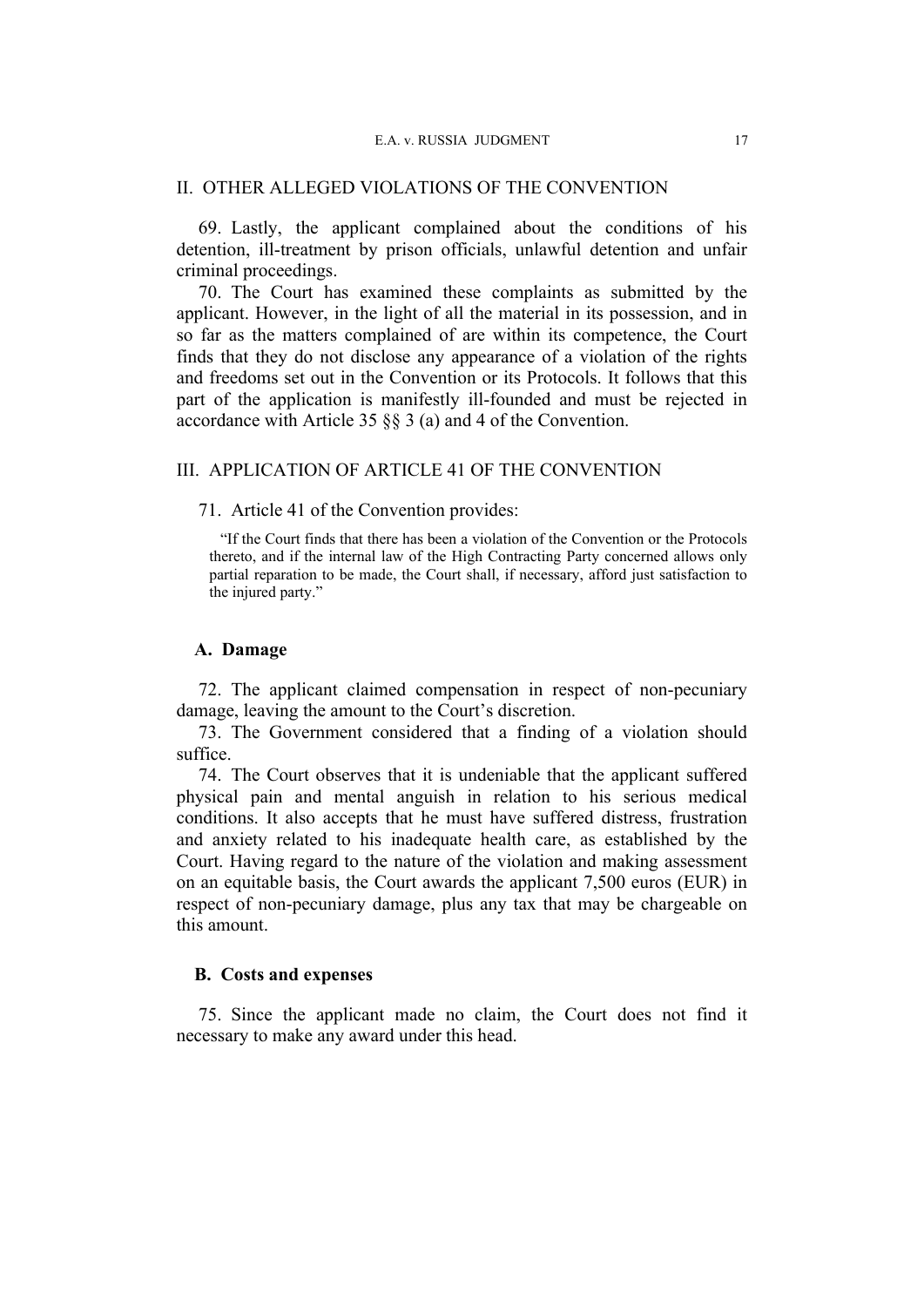## II. OTHER ALLEGED VIOLATIONS OF THE CONVENTION

69. Lastly, the applicant complained about the conditions of his detention, ill-treatment by prison officials, unlawful detention and unfair criminal proceedings.

70. The Court has examined these complaints as submitted by the applicant. However, in the light of all the material in its possession, and in so far as the matters complained of are within its competence, the Court finds that they do not disclose any appearance of a violation of the rights and freedoms set out in the Convention or its Protocols. It follows that this part of the application is manifestly ill-founded and must be rejected in accordance with Article 35 §§ 3 (a) and 4 of the Convention.

## III. APPLICATION OF ARTICLE 41 OF THE CONVENTION

71. Article 41 of the Convention provides:

> "If the Court finds that there has been a violation of the Convention or the Protocols thereto, and if the internal law of the High Contracting Party concerned allows only partial reparation to be made, the Court shall, if necessary, afford just satisfaction to the injured party."

### A. Damage

72. The applicant claimed compensation in respect of non-pecuniary damage, leaving the amount to the Court's discretion.

73. The Government considered that a finding of a violation should suffice.

74. The Court observes that it is undeniable that the applicant suffered physical pain and mental anguish in relation to his serious medical conditions. It also accepts that he must have suffered distress, frustration and anxiety related to his inadequate health care, as established by the Court. Having regard to the nature of the violation and making assessment on an equitable basis, the Court awards the applicant 7,500 euros (EUR) in respect of non-pecuniary damage, plus any tax that may be chargeable on this amount.

### B. Costs and expenses

75. Since the applicant made no claim, the Court does not find it necessary to make any award under this head.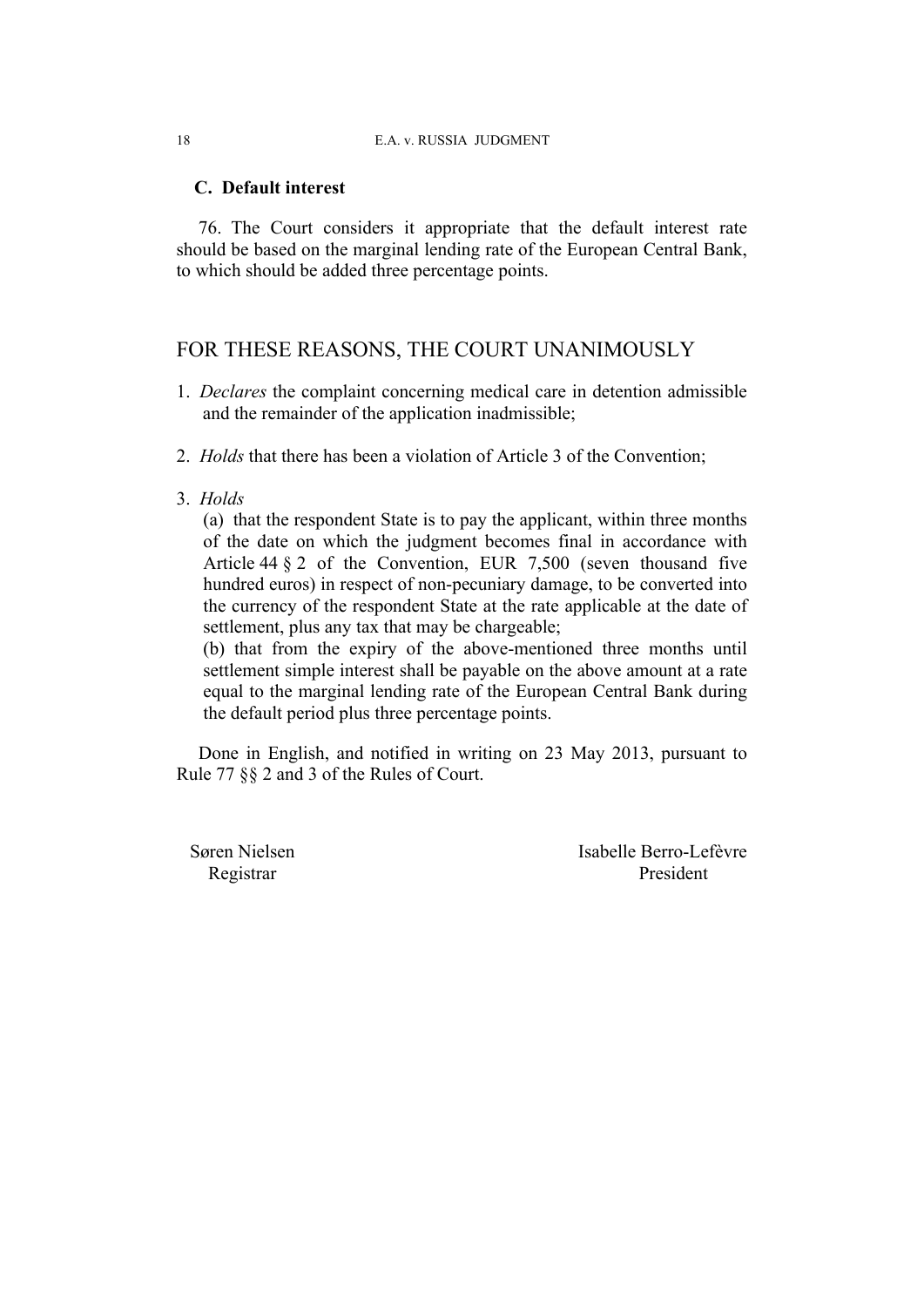### C. Default interest

76. The Court considers it appropriate that the default interest rate should be based on the marginal lending rate of the European Central Bank, to which should be added three percentage points.

## FOR THESE REASONS, THE COURT UNANIMOUSLY

1. *Declares* the complaint concerning medical care in detention admissible and the remainder of the application inadmissible;

2. *Holds* that there has been a violation of Article 3 of the Convention;

3. *Holds*

   (a) that the respondent State is to pay the applicant, within three months of the date on which the judgment becomes final in accordance with Article 44 § 2 of the Convention, EUR 7,500 (seven thousand five hundred euros) in respect of non-pecuniary damage, to be converted into the currency of the respondent State at the rate applicable at the date of settlement, plus any tax that may be chargeable;

   (b) that from the expiry of the above-mentioned three months until settlement simple interest shall be payable on the above amount at a rate equal to the marginal lending rate of the European Central Bank during the default period plus three percentage points.

Done in English, and notified in writing on 23 May 2013, pursuant to Rule 77 §§ 2 and 3 of the Rules of Court.

Søren Nielsen
Registrar

Isabelle Berro-Lefèvre
President